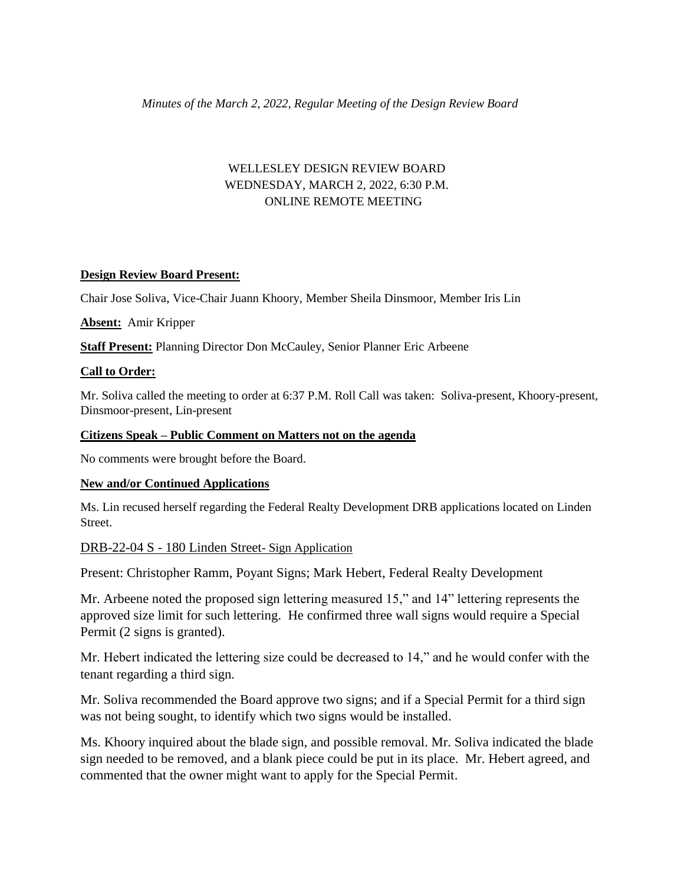*Minutes of the March 2, 2022, Regular Meeting of the Design Review Board*

WELLESLEY DESIGN REVIEW BOARD
WEDNESDAY, MARCH 2, 2022, 6:30 P.M.
ONLINE REMOTE MEETING

**Design Review Board Present:**

Chair Jose Soliva, Vice-Chair Juann Khoory, Member Sheila Dinsmoor, Member Iris Lin

**Absent:** Amir Kripper

**Staff Present:** Planning Director Don McCauley, Senior Planner Eric Arbeene

**Call to Order:**

Mr. Soliva called the meeting to order at 6:37 P.M. Roll Call was taken: Soliva-present, Khoory-present, Dinsmoor-present, Lin-present

**Citizens Speak – Public Comment on Matters not on the agenda**

No comments were brought before the Board.

**New and/or Continued Applications**

Ms. Lin recused herself regarding the Federal Realty Development DRB applications located on Linden Street.

DRB-22-04 S - 180 Linden Street- Sign Application

Present: Christopher Ramm, Poyant Signs; Mark Hebert, Federal Realty Development

Mr. Arbeene noted the proposed sign lettering measured 15," and 14" lettering represents the approved size limit for such lettering. He confirmed three wall signs would require a Special Permit (2 signs is granted).

Mr. Hebert indicated the lettering size could be decreased to 14," and he would confer with the tenant regarding a third sign.

Mr. Soliva recommended the Board approve two signs; and if a Special Permit for a third sign was not being sought, to identify which two signs would be installed.

Ms. Khoory inquired about the blade sign, and possible removal. Mr. Soliva indicated the blade sign needed to be removed, and a blank piece could be put in its place. Mr. Hebert agreed, and commented that the owner might want to apply for the Special Permit.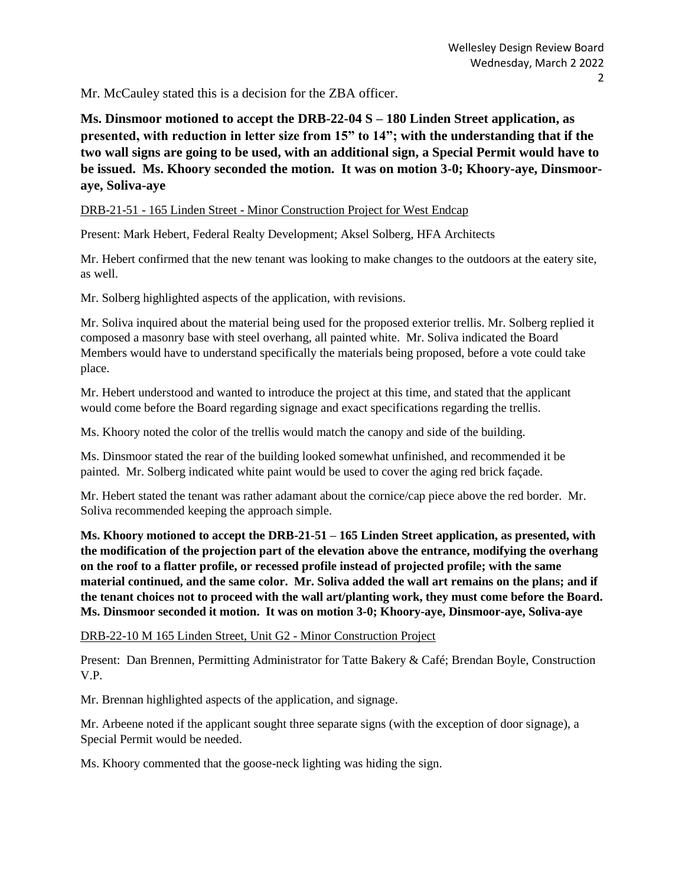Mr. McCauley stated this is a decision for the ZBA officer.

**Ms. Dinsmoor motioned to accept the DRB-22-04 S – 180 Linden Street application, as presented, with reduction in letter size from 15" to 14"; with the understanding that if the two wall signs are going to be used, with an additional sign, a Special Permit would have to be issued. Ms. Khoory seconded the motion. It was on motion 3-0; Khoory-aye, Dinsmoor-aye, Soliva-aye**

DRB-21-51 - 165 Linden Street - Minor Construction Project for West Endcap

Present: Mark Hebert, Federal Realty Development; Aksel Solberg, HFA Architects

Mr. Hebert confirmed that the new tenant was looking to make changes to the outdoors at the eatery site, as well.

Mr. Solberg highlighted aspects of the application, with revisions.

Mr. Soliva inquired about the material being used for the proposed exterior trellis. Mr. Solberg replied it composed a masonry base with steel overhang, all painted white. Mr. Soliva indicated the Board Members would have to understand specifically the materials being proposed, before a vote could take place.

Mr. Hebert understood and wanted to introduce the project at this time, and stated that the applicant would come before the Board regarding signage and exact specifications regarding the trellis.

Ms. Khoory noted the color of the trellis would match the canopy and side of the building.

Ms. Dinsmoor stated the rear of the building looked somewhat unfinished, and recommended it be painted. Mr. Solberg indicated white paint would be used to cover the aging red brick façade.

Mr. Hebert stated the tenant was rather adamant about the cornice/cap piece above the red border. Mr. Soliva recommended keeping the approach simple.

**Ms. Khoory motioned to accept the DRB-21-51 – 165 Linden Street application, as presented, with the modification of the projection part of the elevation above the entrance, modifying the overhang on the roof to a flatter profile, or recessed profile instead of projected profile; with the same material continued, and the same color. Mr. Soliva added the wall art remains on the plans; and if the tenant choices not to proceed with the wall art/planting work, they must come before the Board. Ms. Dinsmoor seconded it motion. It was on motion 3-0; Khoory-aye, Dinsmoor-aye, Soliva-aye**

DRB-22-10 M 165 Linden Street, Unit G2 - Minor Construction Project

Present: Dan Brennen, Permitting Administrator for Tatte Bakery & Café; Brendan Boyle, Construction V.P.

Mr. Brennan highlighted aspects of the application, and signage.

Mr. Arbeene noted if the applicant sought three separate signs (with the exception of door signage), a Special Permit would be needed.

Ms. Khoory commented that the goose-neck lighting was hiding the sign.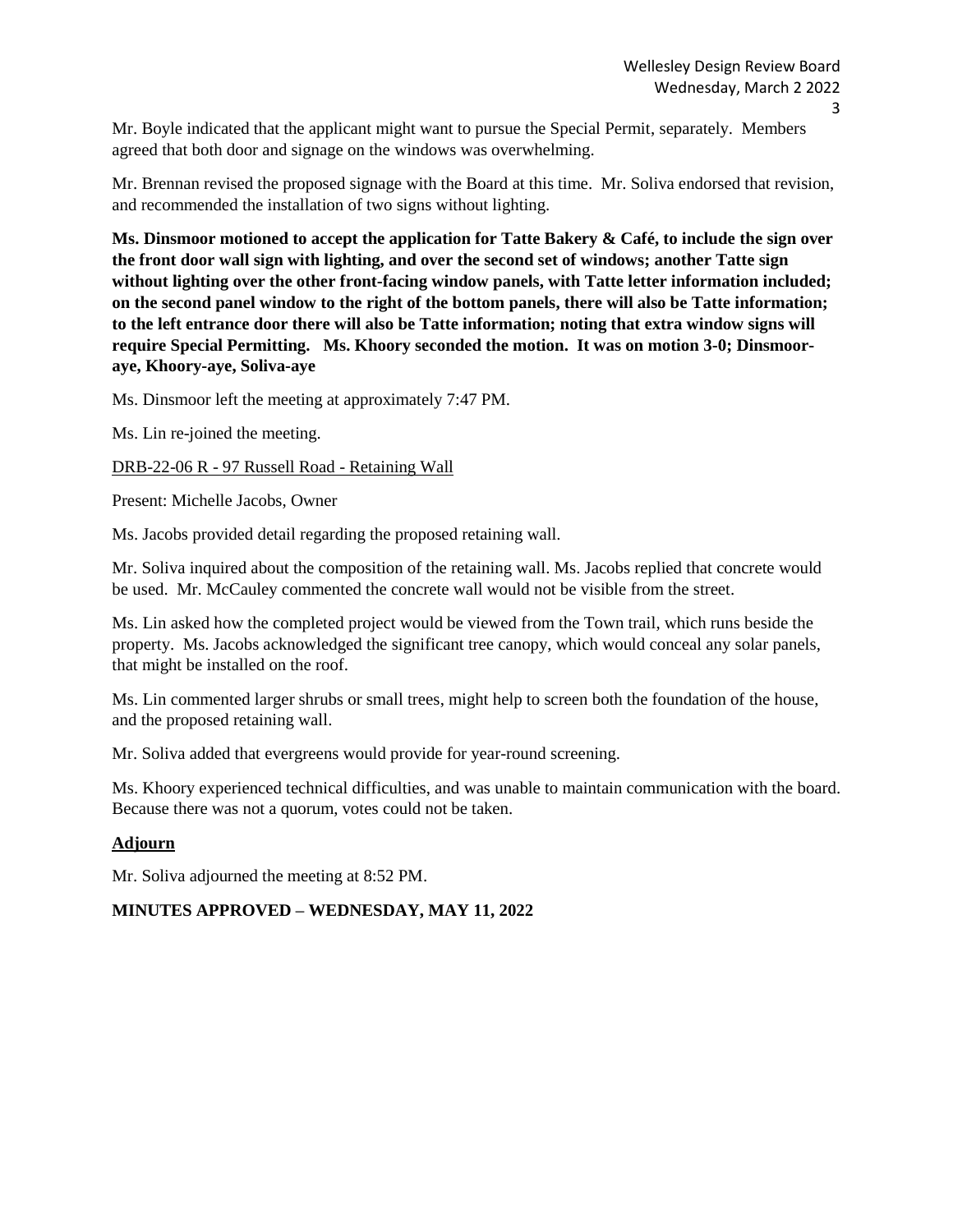Mr. Boyle indicated that the applicant might want to pursue the Special Permit, separately. Members agreed that both door and signage on the windows was overwhelming.

Mr. Brennan revised the proposed signage with the Board at this time. Mr. Soliva endorsed that revision, and recommended the installation of two signs without lighting.

**Ms. Dinsmoor motioned to accept the application for Tatte Bakery & Café, to include the sign over the front door wall sign with lighting, and over the second set of windows; another Tatte sign without lighting over the other front-facing window panels, with Tatte letter information included; on the second panel window to the right of the bottom panels, there will also be Tatte information; to the left entrance door there will also be Tatte information; noting that extra window signs will require Special Permitting. Ms. Khoory seconded the motion. It was on motion 3-0; Dinsmoor-aye, Khoory-aye, Soliva-aye**

Ms. Dinsmoor left the meeting at approximately 7:47 PM.

Ms. Lin re-joined the meeting.

DRB-22-06 R - 97 Russell Road - Retaining Wall

Present: Michelle Jacobs, Owner

Ms. Jacobs provided detail regarding the proposed retaining wall.

Mr. Soliva inquired about the composition of the retaining wall. Ms. Jacobs replied that concrete would be used. Mr. McCauley commented the concrete wall would not be visible from the street.

Ms. Lin asked how the completed project would be viewed from the Town trail, which runs beside the property. Ms. Jacobs acknowledged the significant tree canopy, which would conceal any solar panels, that might be installed on the roof.

Ms. Lin commented larger shrubs or small trees, might help to screen both the foundation of the house, and the proposed retaining wall.

Mr. Soliva added that evergreens would provide for year-round screening.

Ms. Khoory experienced technical difficulties, and was unable to maintain communication with the board. Because there was not a quorum, votes could not be taken.

## Adjourn

Mr. Soliva adjourned the meeting at 8:52 PM.

**MINUTES APPROVED – WEDNESDAY, MAY 11, 2022**